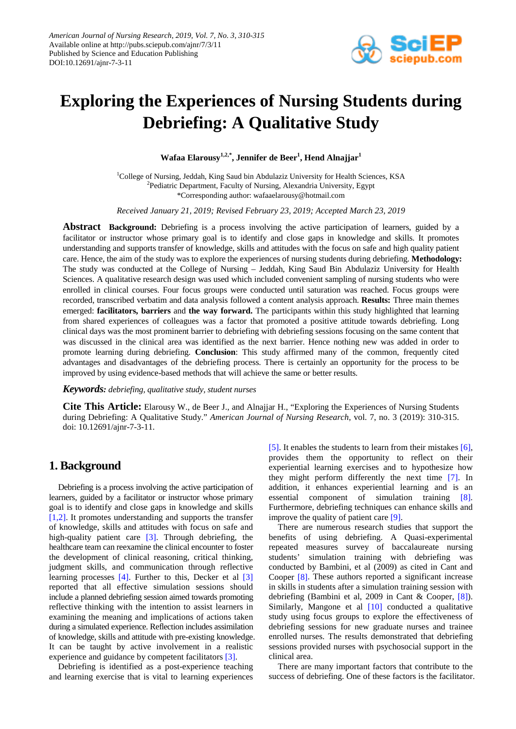# Exploring the Experiences of Nursing Students during Debriefing: A Qualitative Study

**Wafaa Elarousy[1,2,*], Jennifer de Beer[1], Hend Alnajjar[1]**

[1]College of Nursing, Jeddah, King Saud bin Abdulaziz University for Health Sciences, KSA
[2]Pediatric Department, Faculty of Nursing, Alexandria University, Egypt
*Corresponding author: wafaaelarousy@hotmail.com

*Received January 21, 2019; Revised February 23, 2019; Accepted March 23, 2019*

**Abstract** **Background:** Debriefing is a process involving the active participation of learners, guided by a facilitator or instructor whose primary goal is to identify and close gaps in knowledge and skills. It promotes understanding and supports transfer of knowledge, skills and attitudes with the focus on safe and high quality patient care. Hence, the aim of the study was to explore the experiences of nursing students during debriefing. **Methodology:** The study was conducted at the College of Nursing – Jeddah, King Saud Bin Abdulaziz University for Health Sciences. A qualitative research design was used which included convenient sampling of nursing students who were enrolled in clinical courses. Four focus groups were conducted until saturation was reached. Focus groups were recorded, transcribed verbatim and data analysis followed a content analysis approach. **Results:** Three main themes emerged: **facilitators, barriers** and **the way forward.** The participants within this study highlighted that learning from shared experiences of colleagues was a factor that promoted a positive attitude towards debriefing. Long clinical days was the most prominent barrier to debriefing with debriefing sessions focusing on the same content that was discussed in the clinical area was identified as the next barrier. Hence nothing new was added in order to promote learning during debriefing. **Conclusion**: This study affirmed many of the common, frequently cited advantages and disadvantages of the debriefing process. There is certainly an opportunity for the process to be improved by using evidence-based methods that will achieve the same or better results.

***Keywords:*** *debriefing, qualitative study, student nurses*

**Cite This Article:** Elarousy W., de Beer J., and Alnajjar H., "Exploring the Experiences of Nursing Students during Debriefing: A Qualitative Study." *American Journal of Nursing Research*, vol. 7, no. 3 (2019): 310-315. doi: 10.12691/ajnr-7-3-11.

## 1. Background

Debriefing is a process involving the active participation of learners, guided by a facilitator or instructor whose primary goal is to identify and close gaps in knowledge and skills [1,2]. It promotes understanding and supports the transfer of knowledge, skills and attitudes with focus on safe and high-quality patient care [3]. Through debriefing, the healthcare team can reexamine the clinical encounter to foster the development of clinical reasoning, critical thinking, judgment skills, and communication through reflective learning processes [4]. Further to this, Decker et al [3] reported that all effective simulation sessions should include a planned debriefing session aimed towards promoting reflective thinking with the intention to assist learners in examining the meaning and implications of actions taken during a simulated experience. Reflection includes assimilation of knowledge, skills and attitude with pre-existing knowledge. It can be taught by active involvement in a realistic experience and guidance by competent facilitators [3].

Debriefing is identified as a post-experience teaching and learning exercise that is vital to learning experiences [5]. It enables the students to learn from their mistakes [6], provides them the opportunity to reflect on their experiential learning exercises and to hypothesize how they might perform differently the next time [7]. In addition, it enhances experiential learning and is an essential component of simulation training [8]. Furthermore, debriefing techniques can enhance skills and improve the quality of patient care [9].

There are numerous research studies that support the benefits of using debriefing. A Quasi-experimental repeated measures survey of baccalaureate nursing students' simulation training with debriefing was conducted by Bambini, et al (2009) as cited in Cant and Cooper [8]. These authors reported a significant increase in skills in students after a simulation training session with debriefing (Bambini et al, 2009 in Cant & Cooper, [8]). Similarly, Mangone et al [10] conducted a qualitative study using focus groups to explore the effectiveness of debriefing sessions for new graduate nurses and trainee enrolled nurses. The results demonstrated that debriefing sessions provided nurses with psychosocial support in the clinical area.

There are many important factors that contribute to the success of debriefing. One of these factors is the facilitator.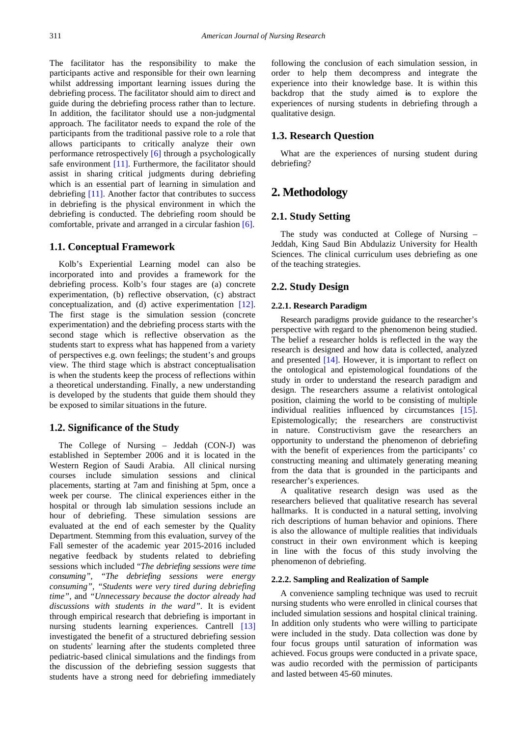The facilitator has the responsibility to make the participants active and responsible for their own learning whilst addressing important learning issues during the debriefing process. The facilitator should aim to direct and guide during the debriefing process rather than to lecture. In addition, the facilitator should use a non-judgmental approach. The facilitator needs to expand the role of the participants from the traditional passive role to a role that allows participants to critically analyze their own performance retrospectively [6] through a psychologically safe environment [11]. Furthermore, the facilitator should assist in sharing critical judgments during debriefing which is an essential part of learning in simulation and debriefing [11]. Another factor that contributes to success in debriefing is the physical environment in which the debriefing is conducted. The debriefing room should be comfortable, private and arranged in a circular fashion [6].

### 1.1. Conceptual Framework

Kolb's Experiential Learning model can also be incorporated into and provides a framework for the debriefing process. Kolb's four stages are (a) concrete experimentation, (b) reflective observation, (c) abstract conceptualization, and (d) active experimentation [12]. The first stage is the simulation session (concrete experimentation) and the debriefing process starts with the second stage which is reflective observation as the students start to express what has happened from a variety of perspectives e.g. own feelings; the student's and groups view. The third stage which is abstract conceptualisation is when the students keep the process of reflections within a theoretical understanding. Finally, a new understanding is developed by the students that guide them should they be exposed to similar situations in the future.

### 1.2. Significance of the Study

The College of Nursing – Jeddah (CON-J) was established in September 2006 and it is located in the Western Region of Saudi Arabia. All clinical nursing courses include simulation sessions and clinical placements, starting at 7am and finishing at 5pm, once a week per course. The clinical experiences either in the hospital or through lab simulation sessions include an hour of debriefing. These simulation sessions are evaluated at the end of each semester by the Quality Department. Stemming from this evaluation, survey of the Fall semester of the academic year 2015-2016 included negative feedback by students related to debriefing sessions which included "*The debriefing sessions were time consuming*", "*The debriefing sessions were energy consuming*", "*Students were very tired during debriefing time*", and "*Unnecessary because the doctor already had discussions with students in the ward*". It is evident through empirical research that debriefing is important in nursing students learning experiences. Cantrell [13] investigated the benefit of a structured debriefing session on students' learning after the students completed three pediatric-based clinical simulations and the findings from the discussion of the debriefing session suggests that students have a strong need for debriefing immediately following the conclusion of each simulation session, in order to help them decompress and integrate the experience into their knowledge base. It is within this backdrop that the study aimed ~~is~~ to explore the experiences of nursing students in debriefing through a qualitative design.

### 1.3. Research Question

What are the experiences of nursing student during debriefing?

## 2. Methodology

### 2.1. Study Setting

The study was conducted at College of Nursing – Jeddah, King Saud Bin Abdulaziz University for Health Sciences. The clinical curriculum uses debriefing as one of the teaching strategies.

### 2.2. Study Design

#### 2.2.1. Research Paradigm

Research paradigms provide guidance to the researcher's perspective with regard to the phenomenon being studied. The belief a researcher holds is reflected in the way the research is designed and how data is collected, analyzed and presented [14]. However, it is important to reflect on the ontological and epistemological foundations of the study in order to understand the research paradigm and design. The researchers assume a relativist ontological position, claiming the world to be consisting of multiple individual realities influenced by circumstances [15]. Epistemologically; the researchers are constructivist in nature. Constructivism gave the researchers an opportunity to understand the phenomenon of debriefing with the benefit of experiences from the participants' co constructing meaning and ultimately generating meaning from the data that is grounded in the participants and researcher's experiences.

A qualitative research design was used as the researchers believed that qualitative research has several hallmarks. It is conducted in a natural setting, involving rich descriptions of human behavior and opinions. There is also the allowance of multiple realities that individuals construct in their own environment which is keeping in line with the focus of this study involving the phenomenon of debriefing.

#### 2.2.2. Sampling and Realization of Sample

A convenience sampling technique was used to recruit nursing students who were enrolled in clinical courses that included simulation sessions and hospital clinical training. In addition only students who were willing to participate were included in the study. Data collection was done by four focus groups until saturation of information was achieved. Focus groups were conducted in a private space, was audio recorded with the permission of participants and lasted between 45-60 minutes.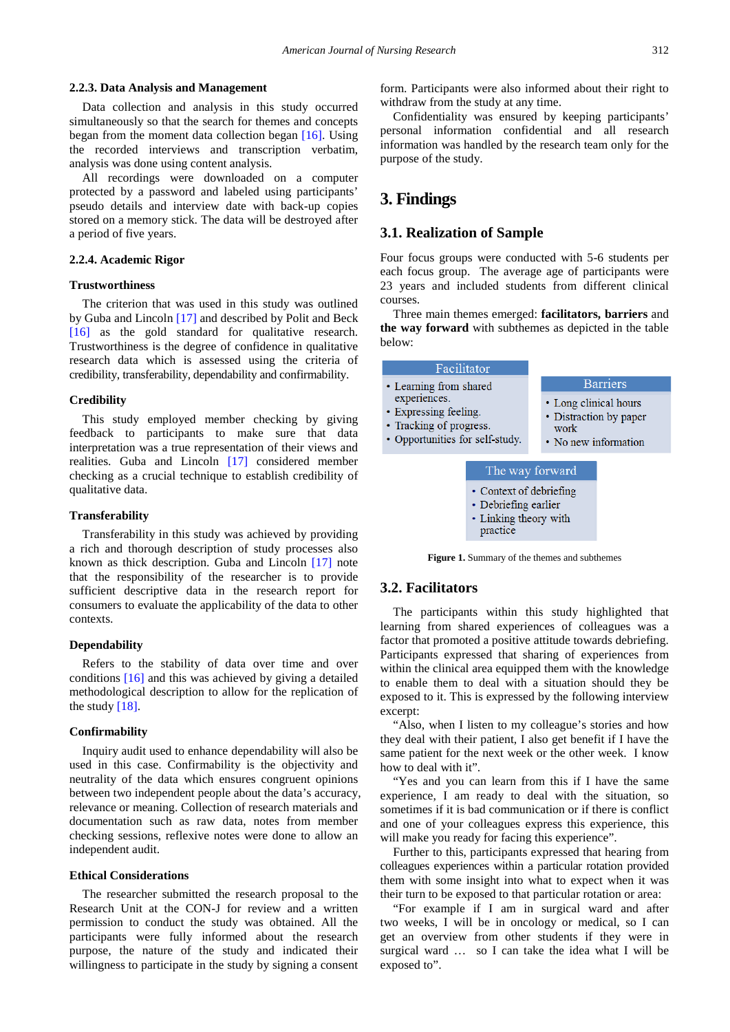#### 2.2.3. Data Analysis and Management

Data collection and analysis in this study occurred simultaneously so that the search for themes and concepts began from the moment data collection began [16]. Using the recorded interviews and transcription verbatim, analysis was done using content analysis.

All recordings were downloaded on a computer protected by a password and labeled using participants' pseudo details and interview date with back-up copies stored on a memory stick. The data will be destroyed after a period of five years.

#### 2.2.4. Academic Rigor

**Trustworthiness**

The criterion that was used in this study was outlined by Guba and Lincoln [17] and described by Polit and Beck [16] as the gold standard for qualitative research. Trustworthiness is the degree of confidence in qualitative research data which is assessed using the criteria of credibility, transferability, dependability and confirmability.

**Credibility**

This study employed member checking by giving feedback to participants to make sure that data interpretation was a true representation of their views and realities. Guba and Lincoln [17] considered member checking as a crucial technique to establish credibility of qualitative data.

**Transferability**

Transferability in this study was achieved by providing a rich and thorough description of study processes also known as thick description. Guba and Lincoln [17] note that the responsibility of the researcher is to provide sufficient descriptive data in the research report for consumers to evaluate the applicability of the data to other contexts.

**Dependability**

Refers to the stability of data over time and over conditions [16] and this was achieved by giving a detailed methodological description to allow for the replication of the study [18].

**Confirmability**

Inquiry audit used to enhance dependability will also be used in this case. Confirmability is the objectivity and neutrality of the data which ensures congruent opinions between two independent people about the data's accuracy, relevance or meaning. Collection of research materials and documentation such as raw data, notes from member checking sessions, reflexive notes were done to allow an independent audit.

**Ethical Considerations**

The researcher submitted the research proposal to the Research Unit at the CON-J for review and a written permission to conduct the study was obtained. All the participants were fully informed about the research purpose, the nature of the study and indicated their willingness to participate in the study by signing a consent form. Participants were also informed about their right to withdraw from the study at any time.

Confidentiality was ensured by keeping participants' personal information confidential and all research information was handled by the research team only for the purpose of the study.

## 3. Findings

### 3.1. Realization of Sample

Four focus groups were conducted with 5-6 students per each focus group. The average age of participants were 23 years and included students from different clinical courses.

Three main themes emerged: **facilitators, barriers** and **the way forward** with subthemes as depicted in the table below:

**Facilitator**
- Learning from shared experiences.
- Expressing feeling.
- Tracking of progress.
- Opportunities for self-study.

**Barriers**
- Long clinical hours
- Distraction by paper work
- No new information

**The way forward**
- Context of debriefing
- Debriefing earlier
- Linking theory with practice

**Figure 1.** Summary of the themes and subthemes

### 3.2. Facilitators

The participants within this study highlighted that learning from shared experiences of colleagues was a factor that promoted a positive attitude towards debriefing. Participants expressed that sharing of experiences from within the clinical area equipped them with the knowledge to enable them to deal with a situation should they be exposed to it. This is expressed by the following interview excerpt:

"Also, when I listen to my colleague's stories and how they deal with their patient, I also get benefit if I have the same patient for the next week or the other week. I know how to deal with it".

"Yes and you can learn from this if I have the same experience, I am ready to deal with the situation, so sometimes if it is bad communication or if there is conflict and one of your colleagues express this experience, this will make you ready for facing this experience".

Further to this, participants expressed that hearing from colleagues experiences within a particular rotation provided them with some insight into what to expect when it was their turn to be exposed to that particular rotation or area:

"For example if I am in surgical and after two weeks, I will be in oncology or medical, so I can get an overview from other students if they were in surgical ward … so I can take the idea what I will be exposed to".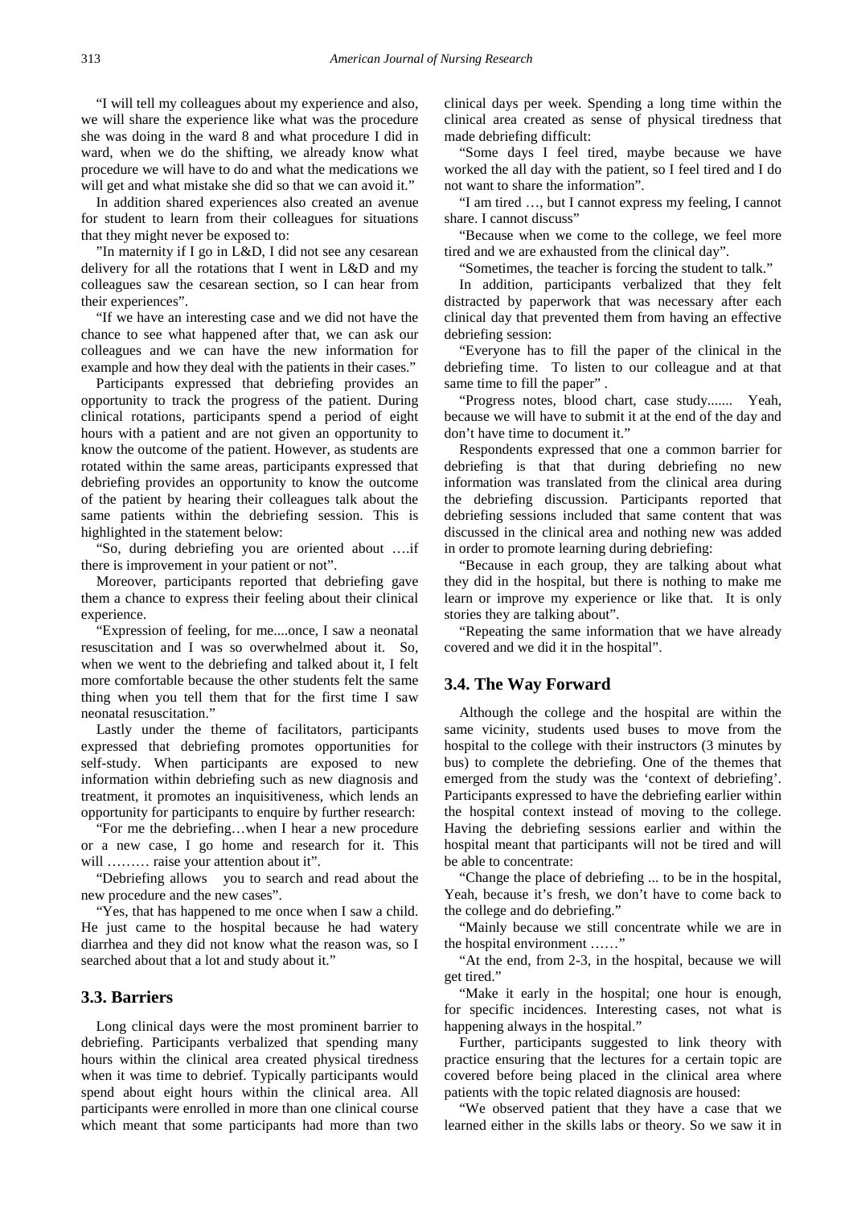"I will tell my colleagues about my experience and also, we will share the experience like what was the procedure she was doing in the ward 8 and what procedure I did in ward, when we do the shifting, we already know what procedure we will have to do and what the medications we will get and what mistake she did so that we can avoid it."

In addition shared experiences also created an avenue for student to learn from their colleagues for situations that they might never be exposed to:

"In maternity if I go in L&D, I did not see any cesarean delivery for all the rotations that I went in L&D and my colleagues saw the cesarean section, so I can hear from their experiences".

"If we have an interesting case and we did not have the chance to see what happened after that, we can ask our colleagues and we can have the new information for example and how they deal with the patients in their cases."

Participants expressed that debriefing provides an opportunity to track the progress of the patient. During clinical rotations, participants spend a period of eight hours with a patient and are not given an opportunity to know the outcome of the patient. However, as students are rotated within the same areas, participants expressed that debriefing provides an opportunity to know the outcome of the patient by hearing their colleagues talk about the same patients within the debriefing session. This is highlighted in the statement below:

"So, during debriefing you are oriented about ….if there is improvement in your patient or not".

Moreover, participants reported that debriefing gave them a chance to express their feeling about their clinical experience.

"Expression of feeling, for me....once, I saw a neonatal resuscitation and I was so overwhelmed about it. So, when we went to the debriefing and talked about it, I felt more comfortable because the other students felt the same thing when you tell them that for the first time I saw neonatal resuscitation."

Lastly under the theme of facilitators, participants expressed that debriefing promotes opportunities for self-study. When participants are exposed to new information within debriefing such as new diagnosis and treatment, it promotes an inquisitiveness, which lends an opportunity for participants to enquire by further research:

"For me the debriefing…when I hear a new procedure or a new case, I go home and research for it. This will ……… raise your attention about it".

"Debriefing allows you to search and read about the new procedure and the new cases".

"Yes, that has happened to me once when I saw a child. He just came to the hospital because he had watery diarrhea and they did not know what the reason was, so I searched about that a lot and study about it."

### 3.3. Barriers

Long clinical days were the most prominent barrier to debriefing. Participants verbalized that spending many hours within the clinical area created physical tiredness when it was time to debrief. Typically participants would spend about eight hours within the clinical area. All participants were enrolled in more than one clinical course which meant that some participants had more than two clinical days per week. Spending a long time within the clinical area created as sense of physical tiredness that made debriefing difficult:

"Some days I feel tired, maybe because we have worked the all day with the patient, so I feel tired and I do not want to share the information".

"I am tired …, but I cannot express my feeling, I cannot share. I cannot discuss"

"Because when we come to the college, we feel more tired and we are exhausted from the clinical day".

"Sometimes, the teacher is forcing the student to talk."

In addition, participants verbalized that they felt distracted by paperwork that was necessary after each clinical day that prevented them from having an effective debriefing session:

"Everyone has to fill the paper of the clinical in the debriefing time. To listen to our colleague and at that same time to fill the paper" .

"Progress notes, blood chart, case study....... Yeah, because we will have to submit it at the end of the day and don't have time to document it."

Respondents expressed that one a common barrier for debriefing is that that during debriefing no new information was translated from the clinical area during the debriefing discussion. Participants reported that debriefing sessions included that same content that was discussed in the clinical area and nothing new was added in order to promote learning during debriefing:

"Because in each group, they are talking about what they did in the hospital, but there is nothing to make me learn or improve my experience or like that. It is only stories they are talking about".

"Repeating the same information that we have already covered and we did it in the hospital".

### 3.4. The Way Forward

Although the college and the hospital are within the same vicinity, students used buses to move from the hospital to the college with their instructors (3 minutes by bus) to complete the debriefing. One of the themes that emerged from the study was the 'context of debriefing'. Participants expressed to have the debriefing earlier within the hospital context instead of moving to the college. Having the debriefing sessions earlier and within the hospital meant that participants will not be tired and will be able to concentrate:

"Change the place of debriefing ... to be in the hospital, Yeah, because it's fresh, we don't have to come back to the college and do debriefing."

"Mainly because we still concentrate while we are in the hospital environment ……"

"At the end, from 2-3, in the hospital, because we will get tired."

"Make it early in the hospital; one hour is enough, for specific incidences. Interesting cases, not what is happening always in the hospital."

Further, participants suggested to link theory with practice ensuring that the lectures for a certain topic are covered before being placed in the clinical area where patients with the topic related diagnosis are housed:

"We observed patient that they have a case that we learned either in the skills labs or theory. So we saw it in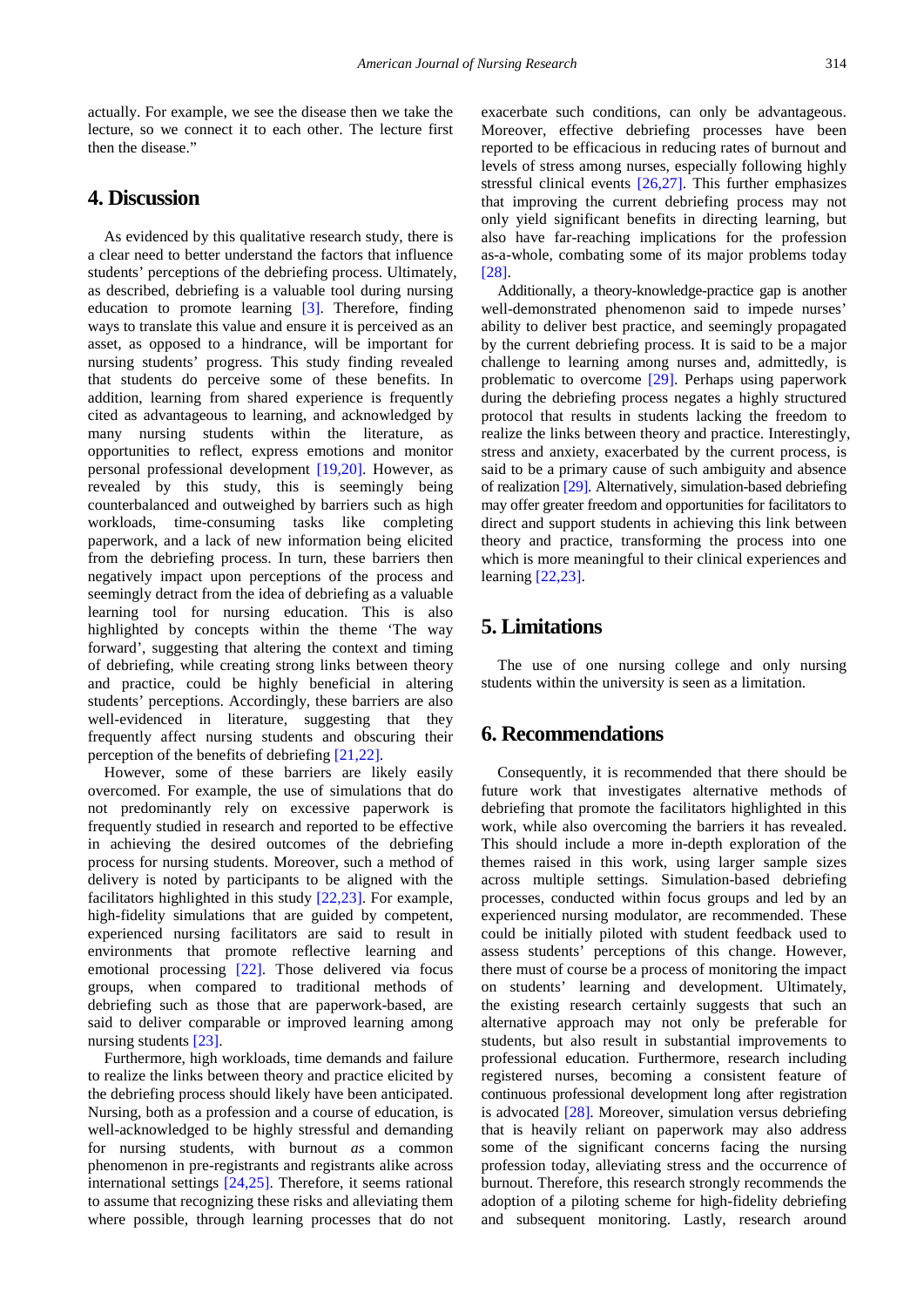actually. For example, we see the disease then we take the lecture, so we connect it to each other. The lecture first then the disease."

## 4. Discussion

As evidenced by this qualitative research study, there is a clear need to better understand the factors that influence students' perceptions of the debriefing process. Ultimately, as described, debriefing is a valuable tool during nursing education to promote learning [3]. Therefore, finding ways to translate this value and ensure it is perceived as an asset, as opposed to a hindrance, will be important for nursing students' progress. This study finding revealed that students do perceive some of these benefits. In addition, learning from shared experience is frequently cited as advantageous to learning, and acknowledged by many nursing students within the literature, as opportunities to reflect, express emotions and monitor personal professional development [19,20]. However, as revealed by this study, this is seemingly being counterbalanced and outweighed by barriers such as high workloads, time-consuming tasks like completing paperwork, and a lack of new information being elicited from the debriefing process. In turn, these barriers then negatively impact upon perceptions of the process and seemingly detract from the idea of debriefing as a valuable learning tool for nursing education. This is also highlighted by concepts within the theme 'The way forward', suggesting that altering the context and timing of debriefing, while creating strong links between theory and practice, could be highly beneficial in altering students' perceptions. Accordingly, these barriers are also well-evidenced in literature, suggesting that they frequently affect nursing students and obscuring their perception of the benefits of debriefing [21,22].

However, some of these barriers are likely easily overcomed. For example, the use of simulations that do not predominantly rely on excessive paperwork is frequently studied in research and reported to be effective in achieving the desired outcomes of the debriefing process for nursing students. Moreover, such a method of delivery is noted by participants to be aligned with the facilitators highlighted in this study [22,23]. For example, high-fidelity simulations that are guided by competent, experienced nursing facilitators are said to result in environments that promote reflective learning and emotional processing [22]. Those delivered via focus groups, when compared to traditional methods of debriefing such as those that are paperwork-based, are said to deliver comparable or improved learning among nursing students [23].

Furthermore, high workloads, time demands and failure to realize the links between theory and practice elicited by the debriefing process should likely have been anticipated. Nursing, both as a profession and a course of education, is well-acknowledged to be highly stressful and demanding for nursing students, with burnout *as* a common phenomenon in pre-registrants and registrants alike across international settings [24,25]. Therefore, it seems rational to assume that recognizing these risks and alleviating them where possible, through learning processes that do not exacerbate such conditions, can only be advantageous. Moreover, effective debriefing processes have been reported to be efficacious in reducing rates of burnout and levels of stress among nurses, especially following highly stressful clinical events [26,27]. This further emphasizes that improving the current debriefing process may not only yield significant benefits in directing learning, but also have far-reaching implications for the profession as-a-whole, combating some of its major problems today [28].

Additionally, a theory-knowledge-practice gap is another well-demonstrated phenomenon said to impede nurses' ability to deliver best practice, and seemingly propagated by the current debriefing process. It is said to be a major challenge to learning among nurses and, admittedly, is problematic to overcome [29]. Perhaps using paperwork during the debriefing process negates a highly structured protocol that results in students lacking the freedom to realize the links between theory and practice. Interestingly, stress and anxiety, exacerbated by the current process, is said to be a primary cause of such ambiguity and absence of realization [29]. Alternatively, simulation-based debriefing may offer greater freedom and opportunities for facilitators to direct and support students in achieving this link between theory and practice, transforming the process into one which is more meaningful to their clinical experiences and learning [22,23].

## 5. Limitations

The use of one nursing college and only nursing students within the university is seen as a limitation.

## 6. Recommendations

Consequently, it is recommended that there should be future work that investigates alternative methods of debriefing that promote the facilitators highlighted in this work, while also overcoming the barriers it has revealed. This should include a more in-depth exploration of the themes raised in this work, using larger sample sizes across multiple settings. Simulation-based debriefing processes, conducted within focus groups and led by an experienced nursing modulator, are recommended. These could be initially piloted with student feedback used to assess students' perceptions of this change. However, there must of course be a process of monitoring the impact on students' learning and development. Ultimately, the existing research certainly suggests that such an alternative approach may not only be preferable for students, but also result in substantial improvements to professional education. Furthermore, research including registered nurses, becoming a consistent feature of continuous professional development long after registration is advocated [28]. Moreover, simulation versus debriefing that is heavily reliant on paperwork may also address some of the significant concerns facing the nursing profession today, alleviating stress and the occurrence of burnout. Therefore, this research strongly recommends the adoption of a piloting scheme for high-fidelity debriefing and subsequent monitoring. Lastly, research around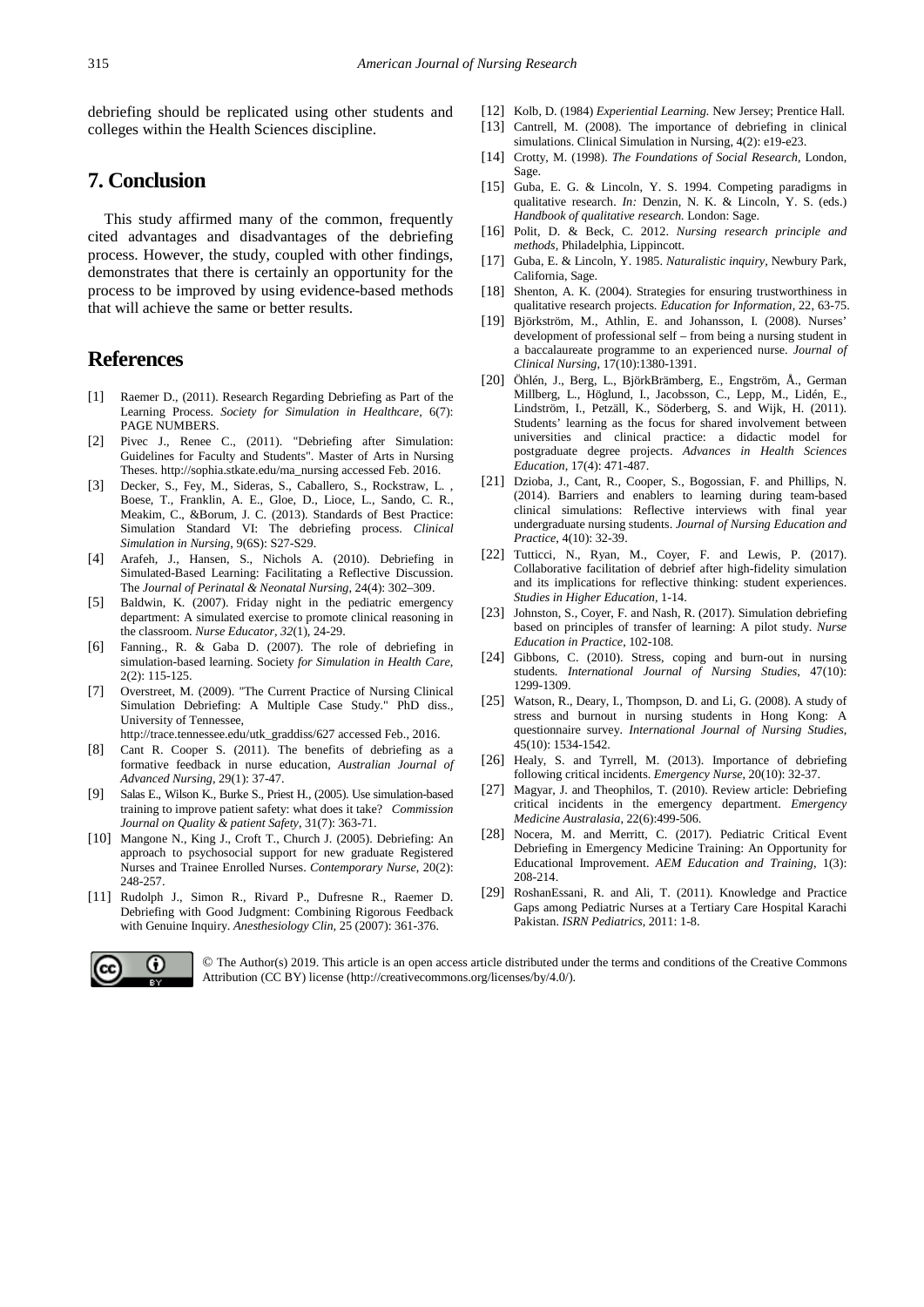debriefing should be replicated using other students and colleges within the Health Sciences discipline.

## 7. Conclusion

This study affirmed many of the common, frequently cited advantages and disadvantages of the debriefing process. However, the study, coupled with other findings, demonstrates that there is certainly an opportunity for the process to be improved by using evidence-based methods that will achieve the same or better results.

## References

[1] Raemer D., (2011). Research Regarding Debriefing as Part of the Learning Process. *Society for Simulation in Healthcare*, 6(7): PAGE NUMBERS.

[2] Pivec J., Renee C., (2011). "Debriefing after Simulation: Guidelines for Faculty and Students". Master of Arts in Nursing Theses. http://sophia.stkate.edu/ma_nursing accessed Feb. 2016.

[3] Decker, S., Fey, M., Sideras, S., Caballero, S., Rockstraw, L. , Boese, T., Franklin, A. E., Gloe, D., Lioce, L., Sando, C. R., Meakim, C., &Borum, J. C. (2013). Standards of Best Practice: Simulation Standard VI: The debriefing process. *Clinical Simulation in Nursing*, 9(6S): S27-S29.

[4] Arafeh, J., Hansen, S., Nichols A. (2010). Debriefing in Simulated-Based Learning: Facilitating a Reflective Discussion. The *Journal of Perinatal & Neonatal Nursing*, 24(4): 302–309.

[5] Baldwin, K. (2007). Friday night in the pediatric emergency department: A simulated exercise to promote clinical reasoning in the classroom. *Nurse Educator, 32*(1), 24-29.

[6] Fanning., R. & Gaba D. (2007). The role of debriefing in simulation-based learning. Society *for Simulation in Health Care*, 2(2): 115-125.

[7] Overstreet, M. (2009). "The Current Practice of Nursing Clinical Simulation Debriefing: A Multiple Case Study." PhD diss., University of Tennessee, http://trace.tennessee.edu/utk_graddiss/627 accessed Feb., 2016.

[8] Cant R. Cooper S. (2011). The benefits of debriefing as a formative feedback in nurse education, *Australian Journal of Advanced Nursing*, 29(1): 37-47.

[9] Salas E., Wilson K., Burke S., Priest H., (2005). Use simulation-based training to improve patient safety: what does it take? *Commission Journal on Quality & patient Safety*, 31(7): 363-71.

[10] Mangone N., King J., Croft T., Church J. (2005). Debriefing: An approach to psychosocial support for new graduate Registered Nurses and Trainee Enrolled Nurses. *Contemporary Nurse*, 20(2): 248-257.

[11] Rudolph J., Simon R., Rivard P., Dufresne R., Raemer D. Debriefing with Good Judgment: Combining Rigorous Feedback with Genuine Inquiry. *Anesthesiology Clin*, 25 (2007): 361-376.

[12] Kolb, D. (1984) *Experiential Learning*. New Jersey; Prentice Hall.

[13] Cantrell, M. (2008). The importance of debriefing in clinical simulations. Clinical Simulation in Nursing, 4(2): e19-e23.

[14] Crotty, M. (1998). *The Foundations of Social Research*, London, Sage.

[15] Guba, E. G. & Lincoln, Y. S. 1994. Competing paradigms in qualitative research. *In:* Denzin, N. K. & Lincoln, Y. S. (eds.) *Handbook of qualitative research*. London: Sage.

[16] Polit, D. & Beck, C. 2012. *Nursing research principle and methods*, Philadelphia, Lippincott.

[17] Guba, E. & Lincoln, Y. 1985. *Naturalistic inquiry*, Newbury Park, California, Sage.

[18] Shenton, A. K. (2004). Strategies for ensuring trustworthiness in qualitative research projects. *Education for Information*, 22, 63-75.

[19] Björkström, M., Athlin, E. and Johansson, I. (2008). Nurses' development of professional self – from being a nursing student in a baccalaureate programme to an experienced nurse. *Journal of Clinical Nursing*, 17(10):1380-1391.

[20] Öhlén, J., Berg, L., BjörkBrämberg, E., Engström, Å., German Millberg, L., Höglund, I., Jacobsson, C., Lepp, M., Lidén, E., Lindström, I., Petzäll, K., Söderberg, S. and Wijk, H. (2011). Students' learning as the focus for shared involvement between universities and clinical practice: a didactic model for postgraduate degree projects. *Advances in Health Sciences Education*, 17(4): 471-487.

[21] Dzioba, J., Cant, R., Cooper, S., Bogossian, F. and Phillips, N. (2014). Barriers and enablers to learning during team-based clinical simulations: Reflective interviews with final year undergraduate nursing students. *Journal of Nursing Education and Practice*, 4(10): 32-39.

[22] Tutticci, N., Ryan, M., Coyer, F. and Lewis, P. (2017). Collaborative facilitation of debrief after high-fidelity simulation and its implications for reflective thinking: student experiences. *Studies in Higher Education*, 1-14.

[23] Johnston, S., Coyer, F. and Nash, R. (2017). Simulation debriefing based on principles of transfer of learning: A pilot study. *Nurse Education in Practice*, 102-108.

[24] Gibbons, C. (2010). Stress, coping and burn-out in nursing students. *International Journal of Nursing Studies*, 47(10): 1299-1309.

[25] Watson, R., Deary, I., Thompson, D. and Li, G. (2008). A study of stress and burnout in nursing students in Hong Kong: A questionnaire survey. *International Journal of Nursing Studies*, 45(10): 1534-1542.

[26] Healy, S. and Tyrrell, M. (2013). Importance of debriefing following critical incidents. *Emergency Nurse*, 20(10): 32-37.

[27] Magyar, J. and Theophilos, T. (2010). Review article: Debriefing critical incidents in the emergency department. *Emergency Medicine Australasia*, 22(6):499-506.

[28] Nocera, M. and Merritt, C. (2017). Pediatric Critical Event Debriefing in Emergency Medicine Training: An Opportunity for Educational Improvement. *AEM Education and Training*, 1(3): 208-214.

[29] RoshanEssani, R. and Ali, T. (2011). Knowledge and Practice Gaps among Pediatric Nurses at a Tertiary Care Hospital Karachi Pakistan. *ISRN Pediatrics*, 2011: 1-8.

© The Author(s) 2019. This article is an open access article distributed under the terms and conditions of the Creative Commons Attribution (CC BY) license (http://creativecommons.org/licenses/by/4.0/).